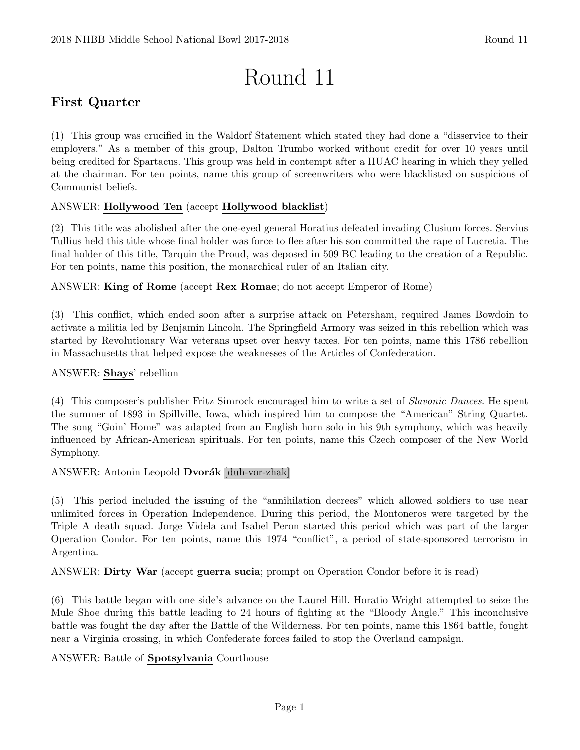# Round 11

## First Quarter

(1) This group was crucified in the Waldorf Statement which stated they had done a "disservice to their employers." As a member of this group, Dalton Trumbo worked without credit for over 10 years until being credited for Spartacus. This group was held in contempt after a HUAC hearing in which they yelled at the chairman. For ten points, name this group of screenwriters who were blacklisted on suspicions of Communist beliefs.

ANSWER: **Hollywood Ten** (accept **Hollywood blacklist**)

(2) This title was abolished after the one-eyed general Horatius defeated invading Clusium forces. Servius Tullius held this title whose final holder was force to flee after his son committed the rape of Lucretia. The final holder of this title, Tarquin the Proud, was deposed in 509 BC leading to the creation of a Republic. For ten points, name this position, the monarchical ruler of an Italian city.

ANSWER: **King of Rome** (accept **Rex Romae**; do not accept Emperor of Rome)

(3) This conflict, which ended soon after a surprise attack on Petersham, required James Bowdoin to activate a militia led by Benjamin Lincoln. The Springfield Armory was seized in this rebellion which was started by Revolutionary War veterans upset over heavy taxes. For ten points, name this 1786 rebellion in Massachusetts that helped expose the weaknesses of the Articles of Confederation.

ANSWER: **Shays**' rebellion

(4) This composer's publisher Fritz Simrock encouraged him to write a set of *Slavonic Dances*. He spent the summer of 1893 in Spillville, Iowa, which inspired him to compose the "American" String Quartet. The song "Goin' Home" was adapted from an English horn solo in his 9th symphony, which was heavily influenced by African-American spirituals. For ten points, name this Czech composer of the New World Symphony.

ANSWER: Antonin Leopold **Dvořák** [duh-vor-zhak]

(5) This period included the issuing of the "annihilation decrees" which allowed soldiers to use near unlimited forces in Operation Independence. During this period, the Montoneros were targeted by the Triple A death squad. Jorge Videla and Isabel Peron started this period which was part of the larger Operation Condor. For ten points, name this 1974 "conflict", a period of state-sponsored terrorism in Argentina.

ANSWER: **Dirty War** (accept **guerra sucia**; prompt on Operation Condor before it is read)

(6) This battle began with one side's advance on the Laurel Hill. Horatio Wright attempted to seize the Mule Shoe during this battle leading to 24 hours of fighting at the "Bloody Angle." This inconclusive battle was fought the day after the Battle of the Wilderness. For ten points, name this 1864 battle, fought near a Virginia crossing, in which Confederate forces failed to stop the Overland campaign.

ANSWER: Battle of **Spotsylvania** Courthouse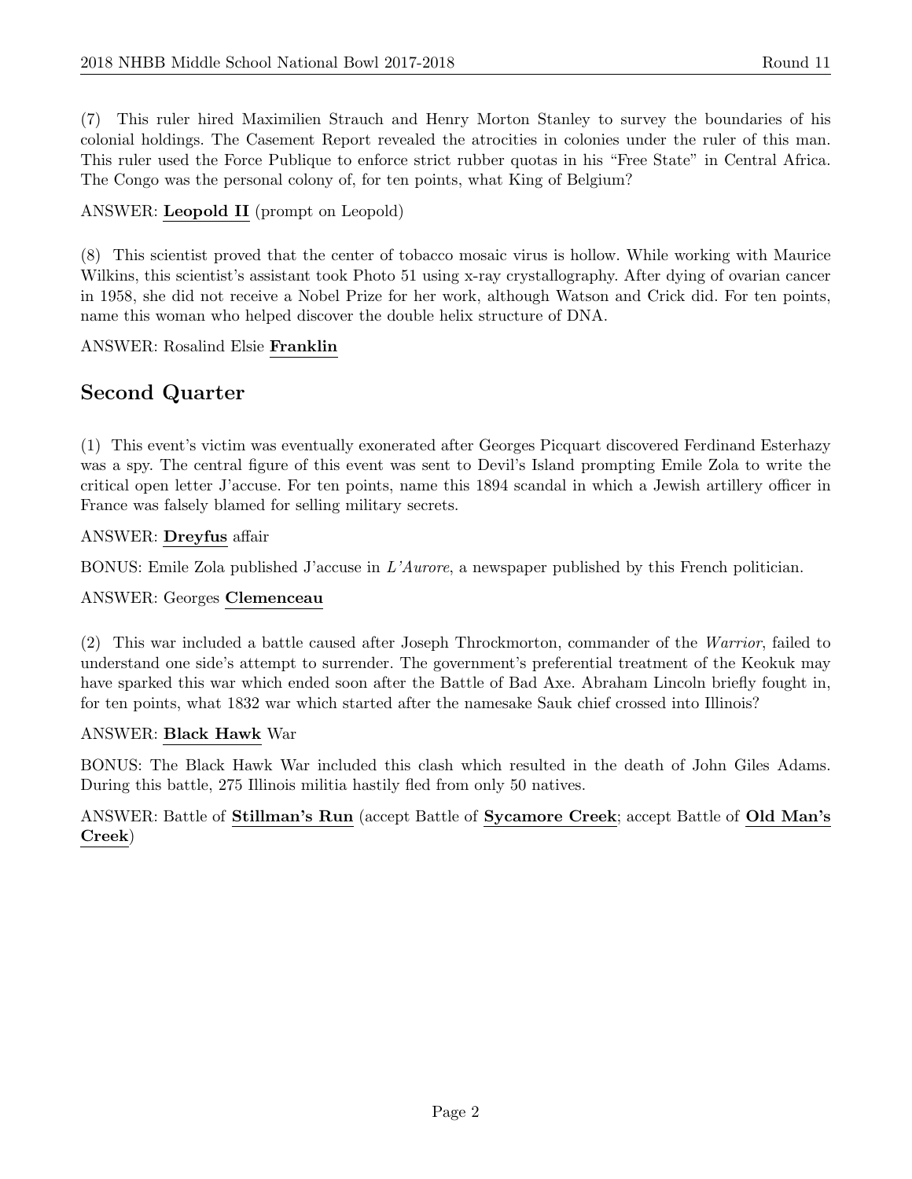(7) This ruler hired Maximilien Strauch and Henry Morton Stanley to survey the boundaries of his colonial holdings. The Casement Report revealed the atrocities in colonies under the ruler of this man. This ruler used the Force Publique to enforce strict rubber quotas in his "Free State" in Central Africa. The Congo was the personal colony of, for ten points, what King of Belgium?

ANSWER: **Leopold II** (prompt on Leopold)

(8) This scientist proved that the center of tobacco mosaic virus is hollow. While working with Maurice Wilkins, this scientist's assistant took Photo 51 using x-ray crystallography. After dying of ovarian cancer in 1958, she did not receive a Nobel Prize for her work, although Watson and Crick did. For ten points, name this woman who helped discover the double helix structure of DNA.

ANSWER: Rosalind Elsie **Franklin**

## Second Quarter

(1) This event's victim was eventually exonerated after Georges Picquart discovered Ferdinand Esterhazy was a spy. The central figure of this event was sent to Devil's Island prompting Emile Zola to write the critical open letter J'accuse. For ten points, name this 1894 scandal in which a Jewish artillery officer in France was falsely blamed for selling military secrets.

ANSWER: **Dreyfus** affair

BONUS: Emile Zola published J'accuse in *L'Aurore*, a newspaper published by this French politician.

ANSWER: Georges **Clemenceau**

(2) This war included a battle caused after Joseph Throckmorton, commander of the *Warrior*, failed to understand one side's attempt to surrender. The government's preferential treatment of the Keokuk may have sparked this war which ended soon after the Battle of Bad Axe. Abraham Lincoln briefly fought in, for ten points, what 1832 war which started after the namesake Sauk chief crossed into Illinois?

ANSWER: **Black Hawk** War

BONUS: The Black Hawk War included this clash which resulted in the death of John Giles Adams. During this battle, 275 Illinois militia hastily fled from only 50 natives.

ANSWER: Battle of **Stillman's Run** (accept Battle of **Sycamore Creek**; accept Battle of **Old Man's Creek**)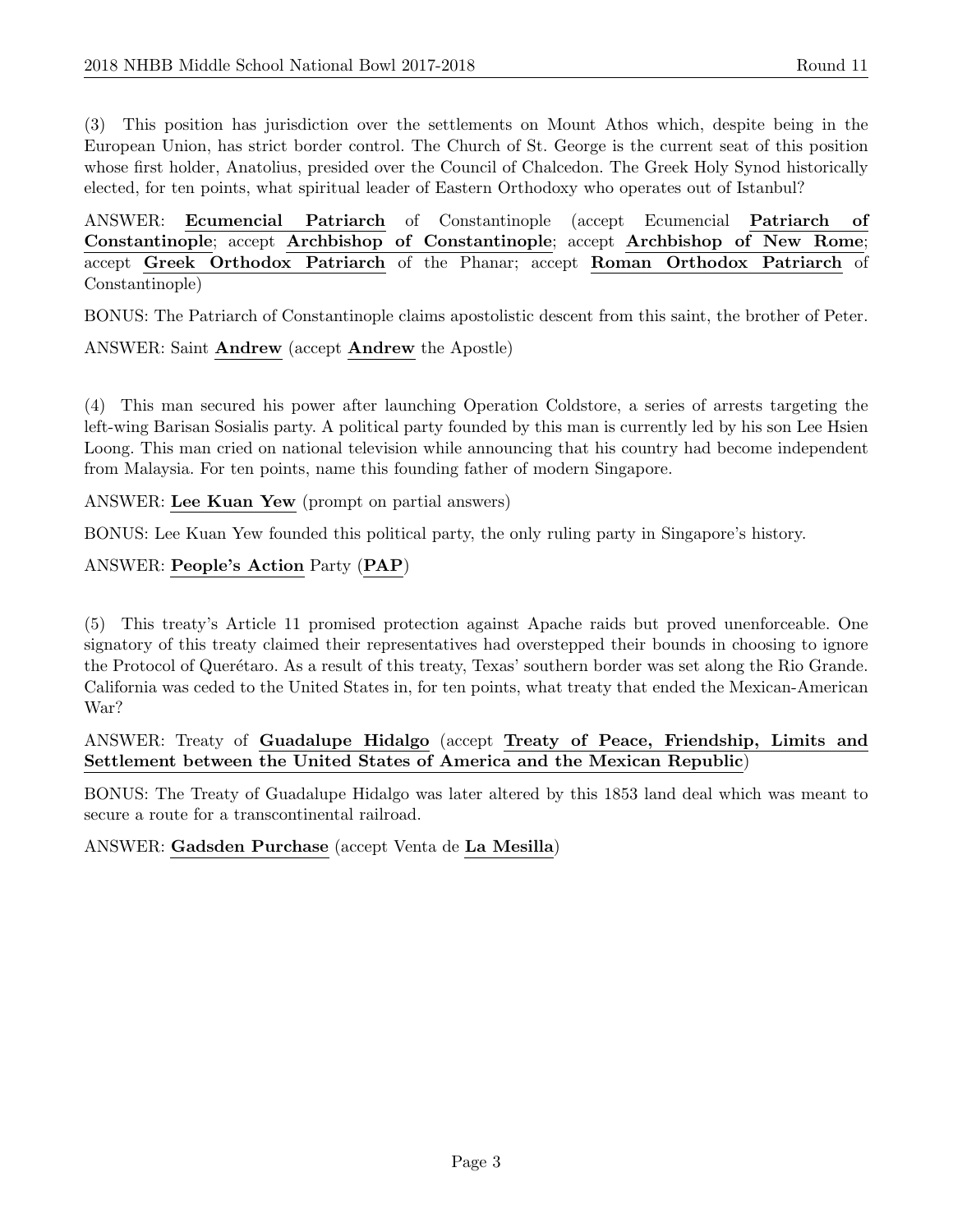(3) This position has jurisdiction over the settlements on Mount Athos which, despite being in the European Union, has strict border control. The Church of St. George is the current seat of this position whose first holder, Anatolius, presided over the Council of Chalcedon. The Greek Holy Synod historically elected, for ten points, what spiritual leader of Eastern Orthodoxy who operates out of Istanbul?

ANSWER: **Ecumencial Patriarch** of Constantinople (accept Ecumencial **Patriarch of Constantinople**; accept **Archbishop of Constantinople**; accept **Archbishop of New Rome**; accept **Greek Orthodox Patriarch** of the Phanar; accept **Roman Orthodox Patriarch** of Constantinople)

BONUS: The Patriarch of Constantinople claims apostolistic descent from this saint, the brother of Peter.

ANSWER: Saint **Andrew** (accept **Andrew** the Apostle)

(4) This man secured his power after launching Operation Coldstore, a series of arrests targeting the left-wing Barisan Sosialis party. A political party founded by this man is currently led by his son Lee Hsien Loong. This man cried on national television while announcing that his country had become independent from Malaysia. For ten points, name this founding father of modern Singapore.

ANSWER: **Lee Kuan Yew** (prompt on partial answers)

BONUS: Lee Kuan Yew founded this political party, the only ruling party in Singapore's history.

ANSWER: **People's Action** Party (**PAP**)

(5) This treaty's Article 11 promised protection against Apache raids but proved unenforceable. One signatory of this treaty claimed their representatives had overstepped their bounds in choosing to ignore the Protocol of Querétaro. As a result of this treaty, Texas' southern border was set along the Rio Grande. California was ceded to the United States in, for ten points, what treaty that ended the Mexican-American War?

ANSWER: Treaty of **Guadalupe Hidalgo** (accept **Treaty of Peace, Friendship, Limits and Settlement between the United States of America and the Mexican Republic**)

BONUS: The Treaty of Guadalupe Hidalgo was later altered by this 1853 land deal which was meant to secure a route for a transcontinental railroad.

ANSWER: **Gadsden Purchase** (accept Venta de **La Mesilla**)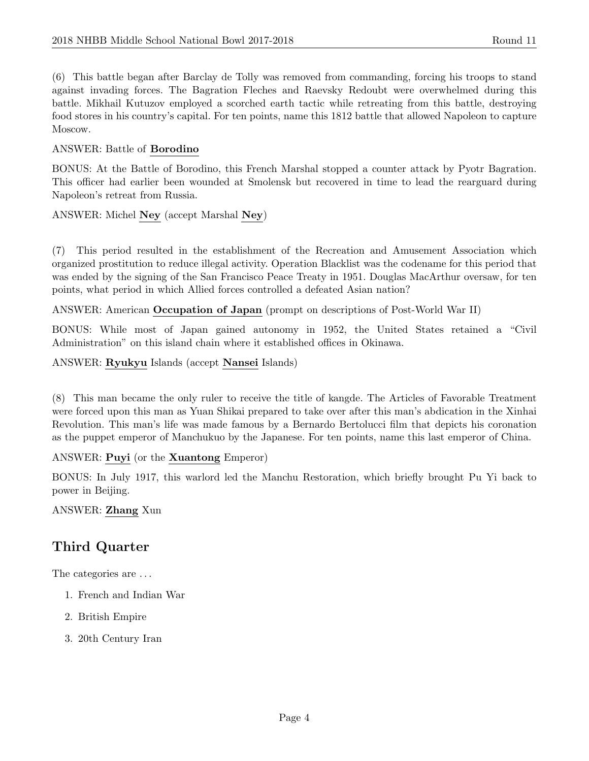(6) This battle began after Barclay de Tolly was removed from commanding, forcing his troops to stand against invading forces. The Bagration Fleches and Raevsky Redoubt were overwhelmed during this battle. Mikhail Kutuzov employed a scorched earth tactic while retreating from this battle, destroying food stores in his country's capital. For ten points, name this 1812 battle that allowed Napoleon to capture Moscow.

ANSWER: Battle of **Borodino**

BONUS: At the Battle of Borodino, this French Marshal stopped a counter attack by Pyotr Bagration. This officer had earlier been wounded at Smolensk but recovered in time to lead the rearguard during Napoleon's retreat from Russia.

ANSWER: Michel **Ney** (accept Marshal **Ney**)

(7) This period resulted in the establishment of the Recreation and Amusement Association which organized prostitution to reduce illegal activity. Operation Blacklist was the codename for this period that was ended by the signing of the San Francisco Peace Treaty in 1951. Douglas MacArthur oversaw, for ten points, what period in which Allied forces controlled a defeated Asian nation?

ANSWER: American **Occupation of Japan** (prompt on descriptions of Post-World War II)

BONUS: While most of Japan gained autonomy in 1952, the United States retained a "Civil Administration" on this island chain where it established offices in Okinawa.

ANSWER: **Ryukyu** Islands (accept **Nansei** Islands)

(8) This man became the only ruler to receive the title of kangde. The Articles of Favorable Treatment were forced upon this man as Yuan Shikai prepared to take over after this man's abdication in the Xinhai Revolution. This man's life was made famous by a Bernardo Bertolucci film that depicts his coronation as the puppet emperor of Manchukuo by the Japanese. For ten points, name this last emperor of China.

ANSWER: **Puyi** (or the **Xuantong** Emperor)

BONUS: In July 1917, this warlord led the Manchu Restoration, which briefly brought Pu Yi back to power in Beijing.

ANSWER: **Zhang** Xun

## Third Quarter

The categories are ...

1. French and Indian War
2. British Empire
3. 20th Century Iran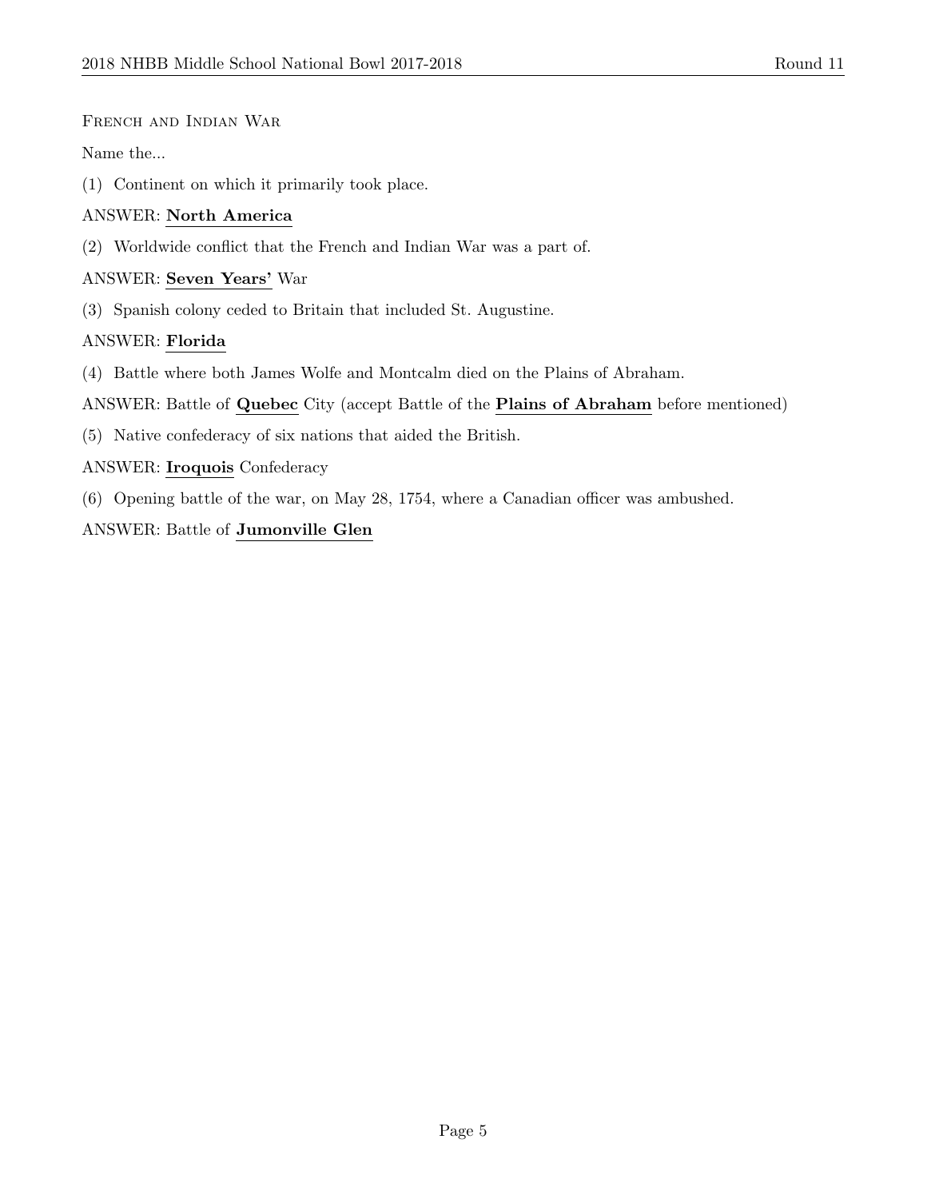French and Indian War

Name the...

(1) Continent on which it primarily took place.

ANSWER: **North America**

(2) Worldwide conflict that the French and Indian War was a part of.

ANSWER: **Seven Years'** War

(3) Spanish colony ceded to Britain that included St. Augustine.

ANSWER: **Florida**

(4) Battle where both James Wolfe and Montcalm died on the Plains of Abraham.

ANSWER: Battle of **Quebec** City (accept Battle of the **Plains of Abraham** before mentioned)

(5) Native confederacy of six nations that aided the British.

ANSWER: **Iroquois** Confederacy

(6) Opening battle of the war, on May 28, 1754, where a Canadian officer was ambushed.

ANSWER: Battle of **Jumonville Glen**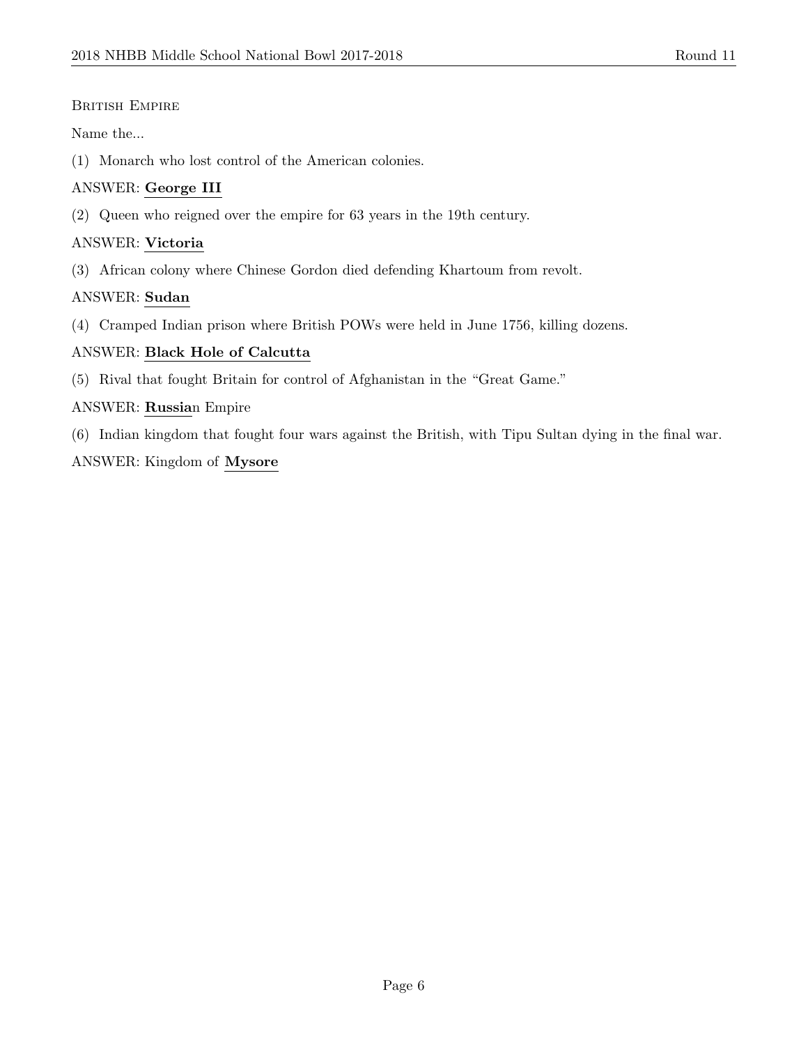British Empire

Name the...

(1) Monarch who lost control of the American colonies.

ANSWER: **George III**

(2) Queen who reigned over the empire for 63 years in the 19th century.

ANSWER: **Victoria**

(3) African colony where Chinese Gordon died defending Khartoum from revolt.

ANSWER: **Sudan**

(4) Cramped Indian prison where British POWs were held in June 1756, killing dozens.

ANSWER: **Black Hole of Calcutta**

(5) Rival that fought Britain for control of Afghanistan in the "Great Game."

ANSWER: **Russia**n Empire

(6) Indian kingdom that fought four wars against the British, with Tipu Sultan dying in the final war.

ANSWER: Kingdom of **Mysore**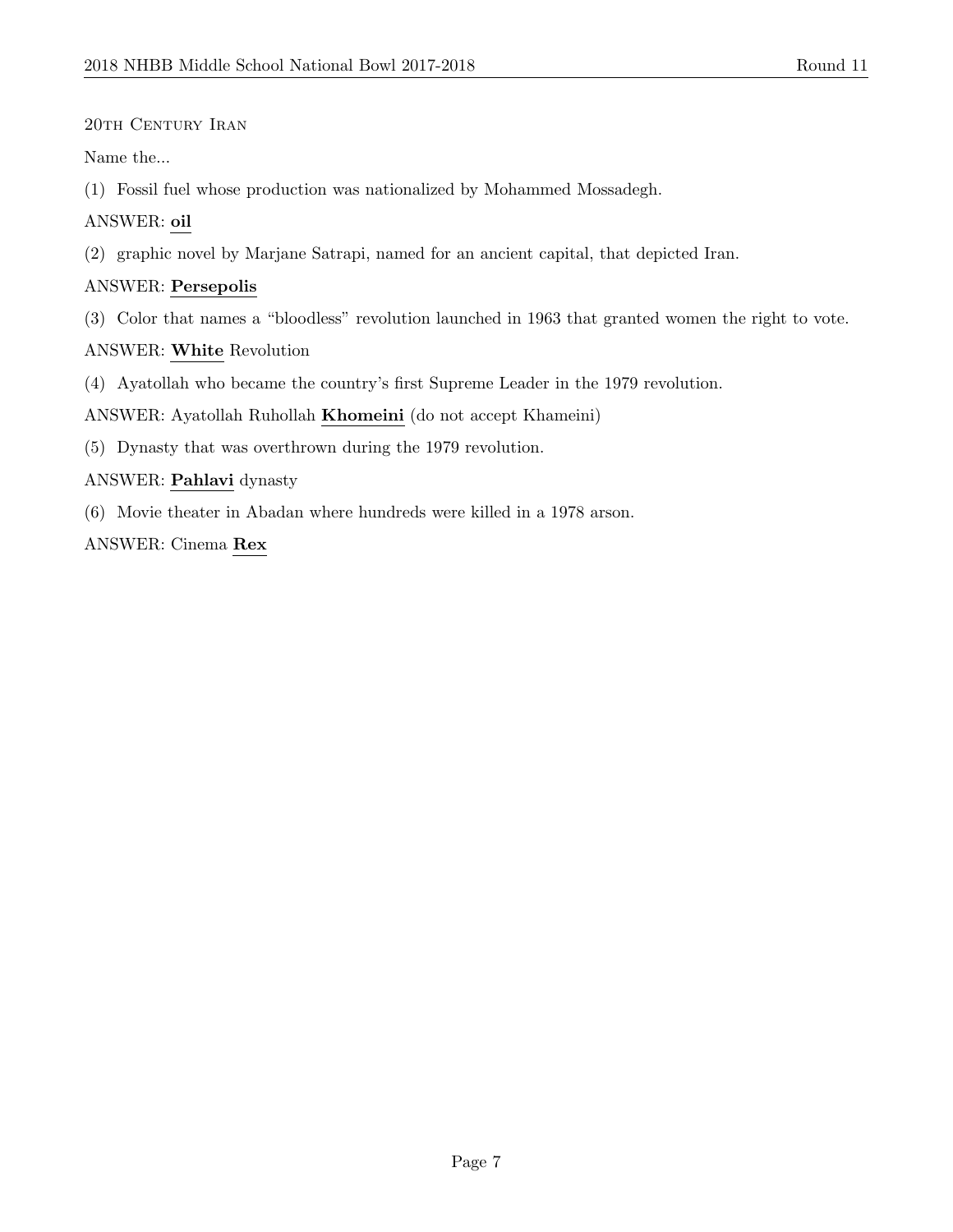20th Century Iran

Name the...

(1) Fossil fuel whose production was nationalized by Mohammed Mossadegh.

ANSWER: **oil**

(2) graphic novel by Marjane Satrapi, named for an ancient capital, that depicted Iran.

ANSWER: **Persepolis**

(3) Color that names a "bloodless" revolution launched in 1963 that granted women the right to vote.

ANSWER: **White** Revolution

(4) Ayatollah who became the country's first Supreme Leader in the 1979 revolution.

ANSWER: Ayatollah Ruhollah **Khomeini** (do not accept Khameini)

(5) Dynasty that was overthrown during the 1979 revolution.

ANSWER: **Pahlavi** dynasty

(6) Movie theater in Abadan where hundreds were killed in a 1978 arson.

ANSWER: Cinema **Rex**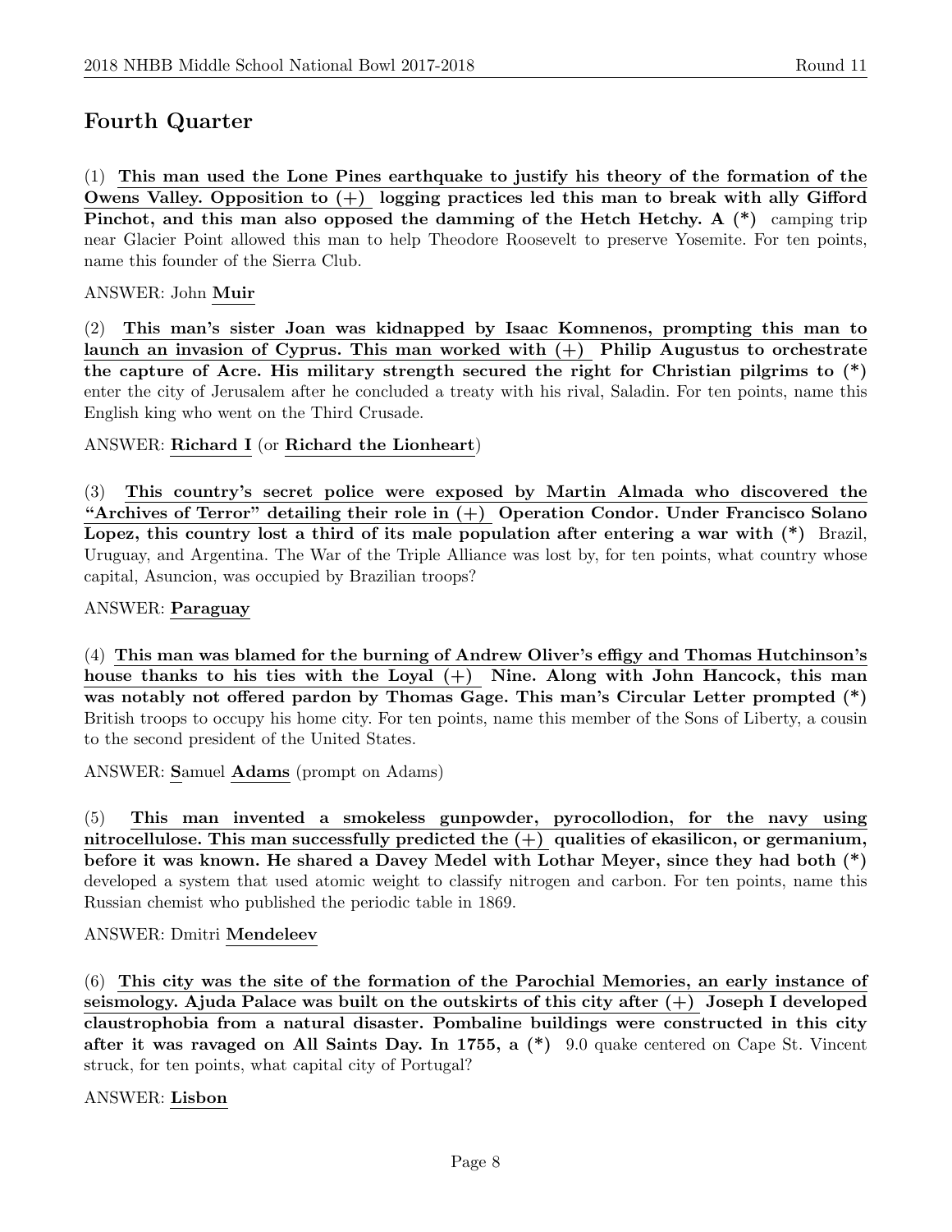## Fourth Quarter

(1) **This man used the Lone Pines earthquake to justify his theory of the formation of the Owens Valley. Opposition to (+) logging practices led this man to break with ally Gifford Pinchot, and this man also opposed the damming of the Hetch Hetchy. A (*)** camping trip near Glacier Point allowed this man to help Theodore Roosevelt to preserve Yosemite. For ten points, name this founder of the Sierra Club.

ANSWER: John **Muir**

(2) **This man's sister Joan was kidnapped by Isaac Komnenos, prompting this man to launch an invasion of Cyprus. This man worked with (+) Philip Augustus to orchestrate the capture of Acre. His military strength secured the right for Christian pilgrims to (*)** enter the city of Jerusalem after he concluded a treaty with his rival, Saladin. For ten points, name this English king who went on the Third Crusade.

ANSWER: **Richard I** (or **Richard the Lionheart**)

(3) **This country's secret police were exposed by Martin Almada who discovered the "Archives of Terror" detailing their role in (+) Operation Condor. Under Francisco Solano Lopez, this country lost a third of its male population after entering a war with (*)** Brazil, Uruguay, and Argentina. The War of the Triple Alliance was lost by, for ten points, what country whose capital, Asuncion, was occupied by Brazilian troops?

ANSWER: **Paraguay**

(4) **This man was blamed for the burning of Andrew Oliver's effigy and Thomas Hutchinson's house thanks to his ties with the Loyal (+) Nine. Along with John Hancock, this man was notably not offered pardon by Thomas Gage. This man's Circular Letter prompted (*)** British troops to occupy his home city. For ten points, name this member of the Sons of Liberty, a cousin to the second president of the United States.

ANSWER: **S**amuel **Adams** (prompt on Adams)

(5) **This man invented a smokeless gunpowder, pyrocollodion, for the navy using nitrocellulose. This man successfully predicted the (+) qualities of ekasilicon, or germanium, before it was known. He shared a Davey Medel with Lothar Meyer, since they had both (*)** developed a system that used atomic weight to classify nitrogen and carbon. For ten points, name this Russian chemist who published the periodic table in 1869.

ANSWER: Dmitri **Mendeleev**

(6) **This city was the site of the formation of the Parochial Memories, an early instance of seismology. Ajuda Palace was built on the outskirts of this city after (+) Joseph I developed claustrophobia from a natural disaster. Pombaline buildings were constructed in this city after it was ravaged on All Saints Day. In 1755, a (*)** 9.0 quake centered on Cape St. Vincent struck, for ten points, what capital city of Portugal?

ANSWER: **Lisbon**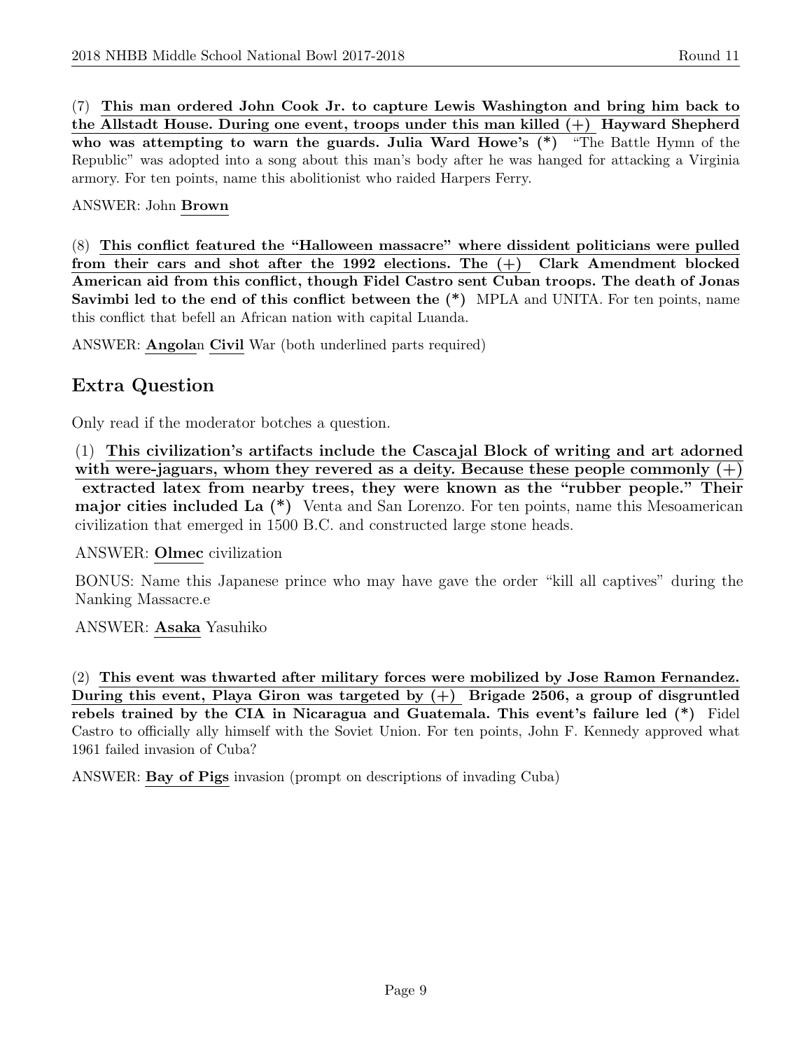(7) **This man ordered John Cook Jr. to capture Lewis Washington and bring him back to the Allstadt House. During one event, troops under this man killed (+) Hayward Shepherd who was attempting to warn the guards. Julia Ward Howe's (*)** "The Battle Hymn of the Republic" was adopted into a song about this man's body after he was hanged for attacking a Virginia armory. For ten points, name this abolitionist who raided Harpers Ferry.

ANSWER: John **Brown**

(8) **This conflict featured the "Halloween massacre" where dissident politicians were pulled from their cars and shot after the 1992 elections. The (+) Clark Amendment blocked American aid from this conflict, though Fidel Castro sent Cuban troops. The death of Jonas Savimbi led to the end of this conflict between the (*)** MPLA and UNITA. For ten points, name this conflict that befell an African nation with capital Luanda.

ANSWER: **Angola**n **Civil** War (both underlined parts required)

## Extra Question

Only read if the moderator botches a question.

(1) **This civilization's artifacts include the Cascajal Block of writing and art adorned with were-jaguars, whom they revered as a deity. Because these people commonly (+) extracted latex from nearby trees, they were known as the "rubber people." Their major cities included La (*)** Venta and San Lorenzo. For ten points, name this Mesoamerican civilization that emerged in 1500 B.C. and constructed large stone heads.

ANSWER: **Olmec** civilization

BONUS: Name this Japanese prince who may have gave the order "kill all captives" during the Nanking Massacre.e

ANSWER: **Asaka** Yasuhiko

(2) **This event was thwarted after military forces were mobilized by Jose Ramon Fernandez. During this event, Playa Giron was targeted by (+) Brigade 2506, a group of disgruntled rebels trained by the CIA in Nicaragua and Guatemala. This event's failure led (*)** Fidel Castro to officially ally himself with the Soviet Union. For ten points, John F. Kennedy approved what 1961 failed invasion of Cuba?

ANSWER: **Bay of Pigs** invasion (prompt on descriptions of invading Cuba)